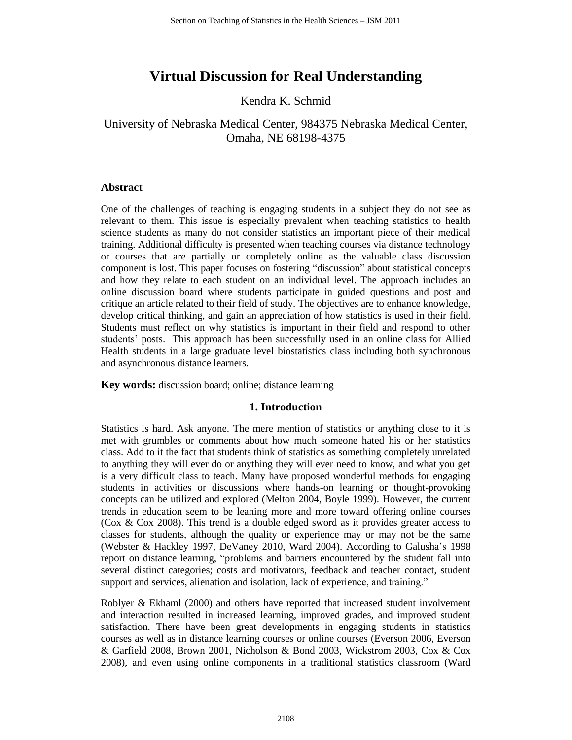# Virtual Discussion for Real Understanding

Kendra K. Schmid

University of Nebraska Medical Center, 984375 Nebraska Medical Center, Omaha, NE 68198-4375

## Abstract

One of the challenges of teaching is engaging students in a subject they do not see as relevant to them. This issue is especially prevalent when teaching statistics to health science students as many do not consider statistics an important piece of their medical training. Additional difficulty is presented when teaching courses via distance technology or courses that are partially or completely online as the valuable class discussion component is lost. This paper focuses on fostering "discussion" about statistical concepts and how they relate to each student on an individual level. The approach includes an online discussion board where students participate in guided questions and post and critique an article related to their field of study. The objectives are to enhance knowledge, develop critical thinking, and gain an appreciation of how statistics is used in their field. Students must reflect on why statistics is important in their field and respond to other students' posts. This approach has been successfully used in an online class for Allied Health students in a large graduate level biostatistics class including both synchronous and asynchronous distance learners.

**Key words:** discussion board; online; distance learning

## 1. Introduction

Statistics is hard. Ask anyone. The mere mention of statistics or anything close to it is met with grumbles or comments about how much someone hated his or her statistics class. Add to it the fact that students think of statistics as something completely unrelated to anything they will ever do or anything they will ever need to know, and what you get is a very difficult class to teach. Many have proposed wonderful methods for engaging students in activities or discussions where hands-on learning or thought-provoking concepts can be utilized and explored (Melton 2004, Boyle 1999). However, the current trends in education seem to be leaning more and more toward offering online courses (Cox & Cox 2008). This trend is a double edged sword as it provides greater access to classes for students, although the quality or experience may or may not be the same (Webster & Hackley 1997, DeVaney 2010, Ward 2004). According to Galusha's 1998 report on distance learning, "problems and barriers encountered by the student fall into several distinct categories; costs and motivators, feedback and teacher contact, student support and services, alienation and isolation, lack of experience, and training."

Roblyer & Ekhaml (2000) and others have reported that increased student involvement and interaction resulted in increased learning, improved grades, and improved student satisfaction. There have been great developments in engaging students in statistics courses as well as in distance learning courses or online courses (Everson 2006, Everson & Garfield 2008, Brown 2001, Nicholson & Bond 2003, Wickstrom 2003, Cox & Cox 2008), and even using online components in a traditional statistics classroom (Ward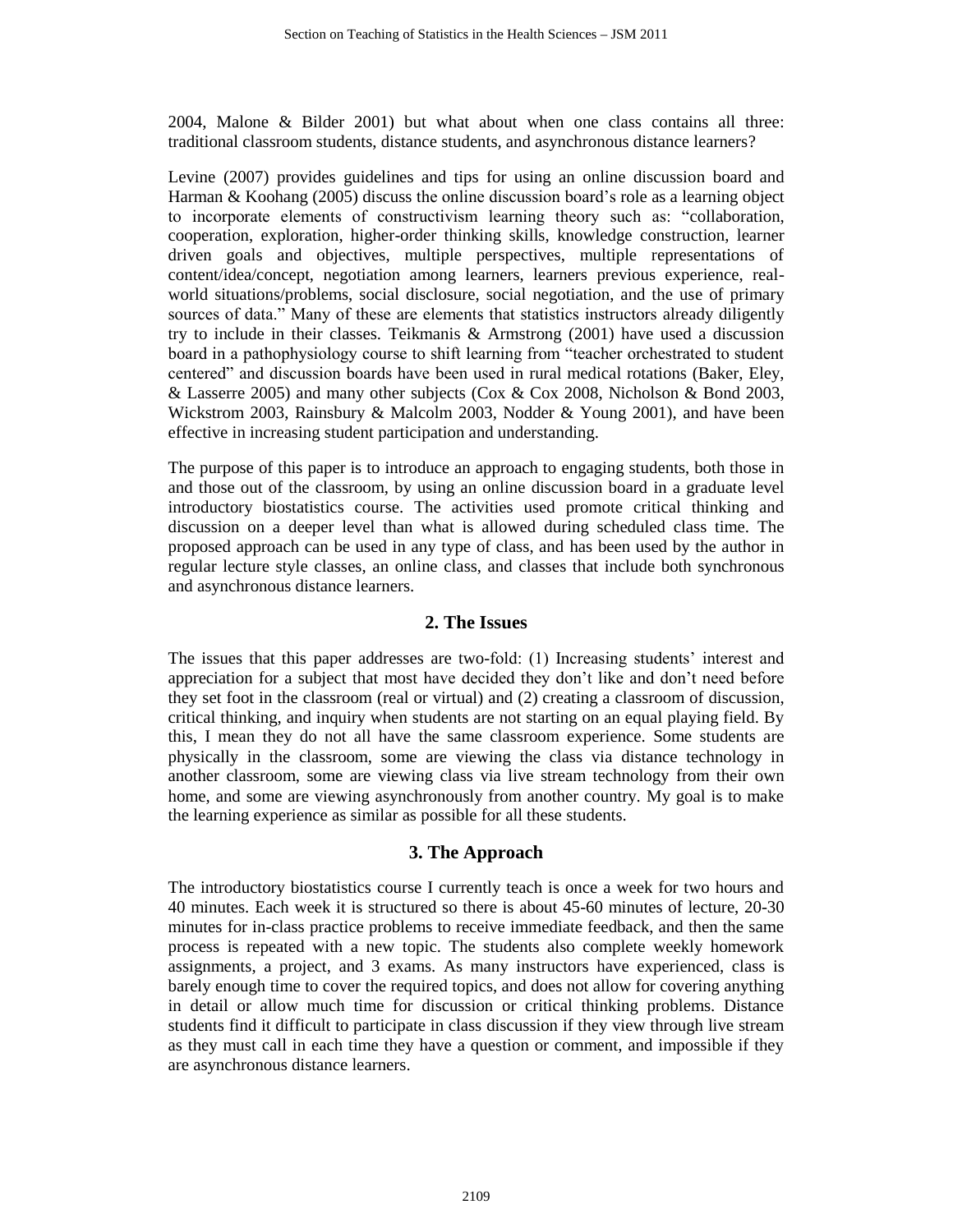2004, Malone & Bilder 2001) but what about when one class contains all three: traditional classroom students, distance students, and asynchronous distance learners?

Levine (2007) provides guidelines and tips for using an online discussion board and Harman & Koohang (2005) discuss the online discussion board's role as a learning object to incorporate elements of constructivism learning theory such as: "collaboration, cooperation, exploration, higher-order thinking skills, knowledge construction, learner driven goals and objectives, multiple perspectives, multiple representations of content/idea/concept, negotiation among learners, learners previous experience, real-world situations/problems, social disclosure, social negotiation, and the use of primary sources of data." Many of these are elements that statistics instructors already diligently try to include in their classes. Teikmanis & Armstrong (2001) have used a discussion board in a pathophysiology course to shift learning from "teacher orchestrated to student centered" and discussion boards have been used in rural medical rotations (Baker, Eley, & Lasserre 2005) and many other subjects (Cox & Cox 2008, Nicholson & Bond 2003, Wickstrom 2003, Rainsbury & Malcolm 2003, Nodder & Young 2001), and have been effective in increasing student participation and understanding.

The purpose of this paper is to introduce an approach to engaging students, both those in and those out of the classroom, by using an online discussion board in a graduate level introductory biostatistics course. The activities used promote critical thinking and discussion on a deeper level than what is allowed during scheduled class time. The proposed approach can be used in any type of class, and has been used by the author in regular lecture style classes, an online class, and classes that include both synchronous and asynchronous distance learners.

## 2. The Issues

The issues that this paper addresses are two-fold: (1) Increasing students' interest and appreciation for a subject that most have decided they don't like and don't need before they set foot in the classroom (real or virtual) and (2) creating a classroom of discussion, critical thinking, and inquiry when students are not starting on an equal playing field. By this, I mean they do not all have the same classroom experience. Some students are physically in the classroom, some are viewing the class via distance technology in another classroom, some are viewing class via live stream technology from their own home, and some are viewing asynchronously from another country. My goal is to make the learning experience as similar as possible for all these students.

## 3. The Approach

The introductory biostatistics course I currently teach is once a week for two hours and 40 minutes. Each week it is structured so there is about 45-60 minutes of lecture, 20-30 minutes for in-class practice problems to receive immediate feedback, and then the same process is repeated with a new topic. The students also complete weekly homework assignments, a project, and 3 exams. As many instructors have experienced, class is barely enough time to cover the required topics, and does not allow for covering anything in detail or allow much time for discussion or critical thinking problems. Distance students find it difficult to participate in class discussion if they view through live stream as they must call in each time they have a question or comment, and impossible if they are asynchronous distance learners.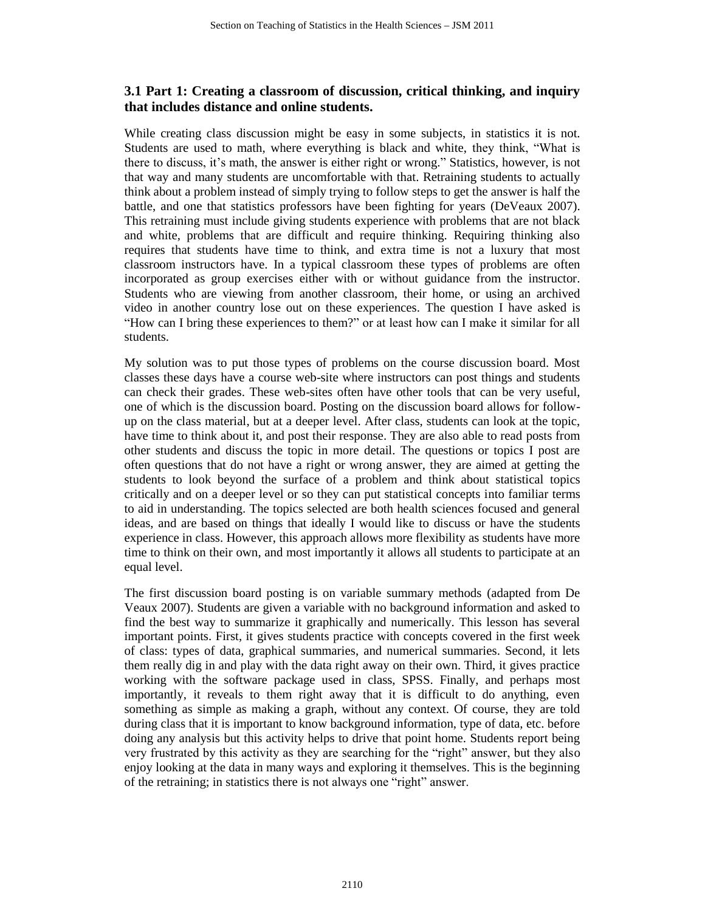### 3.1 Part 1: Creating a classroom of discussion, critical thinking, and inquiry that includes distance and online students.

While creating class discussion might be easy in some subjects, in statistics it is not. Students are used to math, where everything is black and white, they think, "What is there to discuss, it's math, the answer is either right or wrong." Statistics, however, is not that way and many students are uncomfortable with that. Retraining students to actually think about a problem instead of simply trying to follow steps to get the answer is half the battle, and one that statistics professors have been fighting for years (DeVeaux 2007). This retraining must include giving students experience with problems that are not black and white, problems that are difficult and require thinking. Requiring thinking also requires that students have time to think, and extra time is not a luxury that most classroom instructors have. In a typical classroom these types of problems are often incorporated as group exercises either with or without guidance from the instructor. Students who are viewing from another classroom, their home, or using an archived video in another country lose out on these experiences. The question I have asked is "How can I bring these experiences to them?" or at least how can I make it similar for all students.

My solution was to put those types of problems on the course discussion board. Most classes these days have a course web-site where instructors can post things and students can check their grades. These web-sites often have other tools that can be very useful, one of which is the discussion board. Posting on the discussion board allows for follow-up on the class material, but at a deeper level. After class, students can look at the topic, have time to think about it, and post their response. They are also able to read posts from other students and discuss the topic in more detail. The questions or topics I post are often questions that do not have a right or wrong answer, they are aimed at getting the students to look beyond the surface of a problem and think about statistical topics critically and on a deeper level or so they can put statistical concepts into familiar terms to aid in understanding. The topics selected are both health sciences focused and general ideas, and are based on things that ideally I would like to discuss or have the students experience in class. However, this approach allows more flexibility as students have more time to think on their own, and most importantly it allows all students to participate at an equal level.

The first discussion board posting is on variable summary methods (adapted from De Veaux 2007). Students are given a variable with no background information and asked to find the best way to summarize it graphically and numerically. This lesson has several important points. First, it gives students practice with concepts covered in the first week of class: types of data, graphical summaries, and numerical summaries. Second, it lets them really dig in and play with the data right away on their own. Third, it gives practice working with the software package used in class, SPSS. Finally, and perhaps most importantly, it reveals to them right away that it is difficult to do anything, even something as simple as making a graph, without any context. Of course, they are told during class that it is important to know background information, type of data, etc. before doing any analysis but this activity helps to drive that point home. Students report being very frustrated by this activity as they are searching for the "right" answer, but they also enjoy looking at the data in many ways and exploring it themselves. This is the beginning of the retraining; in statistics there is not always one "right" answer.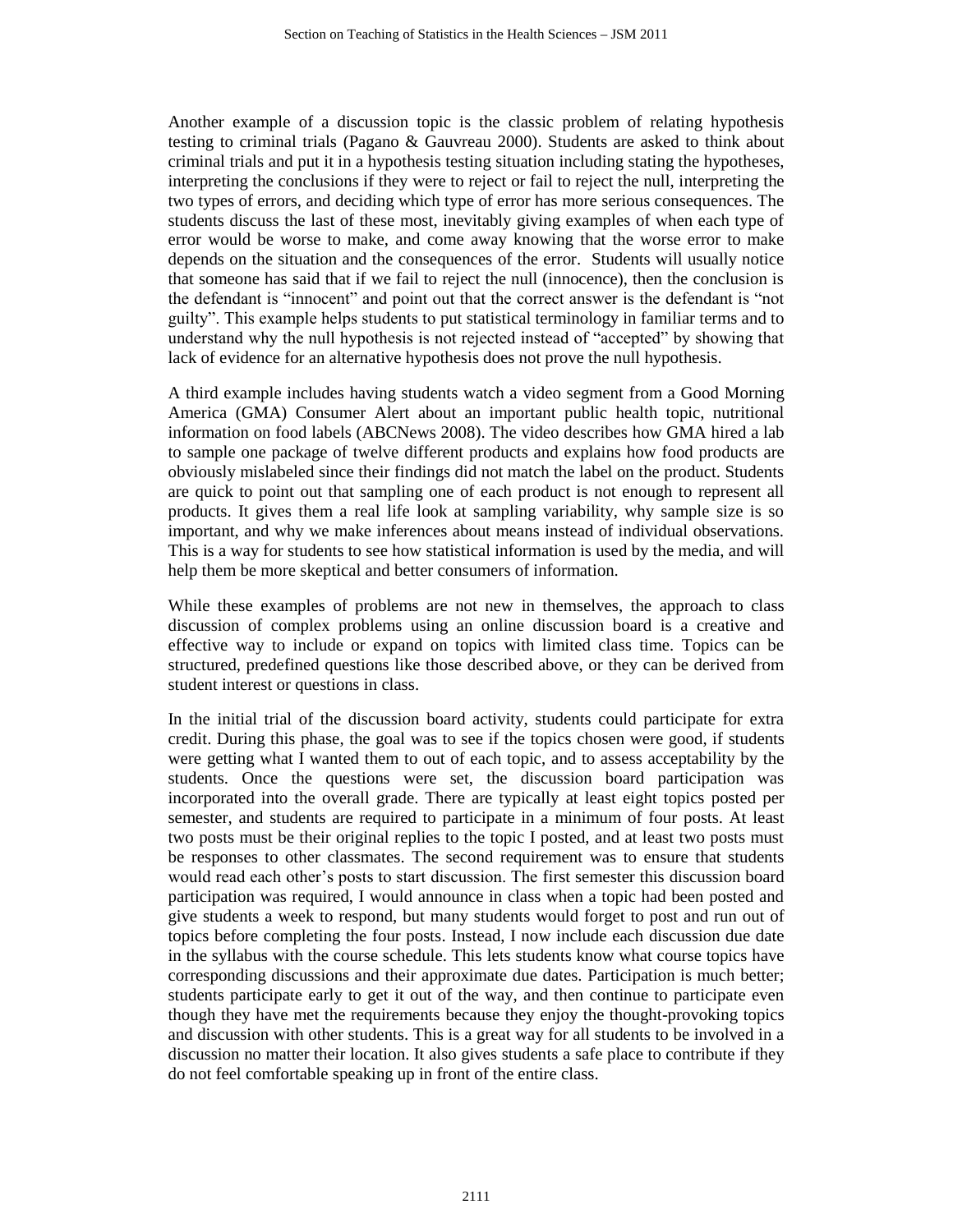Another example of a discussion topic is the classic problem of relating hypothesis testing to criminal trials (Pagano & Gauvreau 2000). Students are asked to think about criminal trials and put it in a hypothesis testing situation including stating the hypotheses, interpreting the conclusions if they were to reject or fail to reject the null, interpreting the two types of errors, and deciding which type of error has more serious consequences. The students discuss the last of these most, inevitably giving examples of when each type of error would be worse to make, and come away knowing that the worse error to make depends on the situation and the consequences of the error. Students will usually notice that someone has said that if we fail to reject the null (innocence), then the conclusion is the defendant is "innocent" and point out that the correct answer is the defendant is "not guilty". This example helps students to put statistical terminology in familiar terms and to understand why the null hypothesis is not rejected instead of "accepted" by showing that lack of evidence for an alternative hypothesis does not prove the null hypothesis.

A third example includes having students watch a video segment from a Good Morning America (GMA) Consumer Alert about an important public health topic, nutritional information on food labels (ABCNews 2008). The video describes how GMA hired a lab to sample one package of twelve different products and explains how food products are obviously mislabeled since their findings did not match the label on the product. Students are quick to point out that sampling one of each product is not enough to represent all products. It gives them a real life look at sampling variability, why sample size is so important, and why we make inferences about means instead of individual observations. This is a way for students to see how statistical information is used by the media, and will help them be more skeptical and better consumers of information.

While these examples of problems are not new in themselves, the approach to class discussion of complex problems using an online discussion board is a creative and effective way to include or expand on topics with limited class time. Topics can be structured, predefined questions like those described above, or they can be derived from student interest or questions in class.

In the initial trial of the discussion board activity, students could participate for extra credit. During this phase, the goal was to see if the topics chosen were good, if students were getting what I wanted them to out of each topic, and to assess acceptability by the students. Once the questions were set, the discussion board participation was incorporated into the overall grade. There are typically at least eight topics posted per semester, and students are required to participate in a minimum of four posts. At least two posts must be their original replies to the topic I posted, and at least two posts must be responses to other classmates. The second requirement was to ensure that students would read each other's posts to start discussion. The first semester this discussion board participation was required, I would announce in class when a topic had been posted and give students a week to respond, but many students would forget to post and run out of topics before completing the four posts. Instead, I now include each discussion due date in the syllabus with the course schedule. This lets students know what course topics have corresponding discussions and their approximate due dates. Participation is much better; students participate early to get it out of the way, and then continue to participate even though they have met the requirements because they enjoy the thought-provoking topics and discussion with other students. This is a great way for all students to be involved in a discussion no matter their location. It also gives students a safe place to contribute if they do not feel comfortable speaking up in front of the entire class.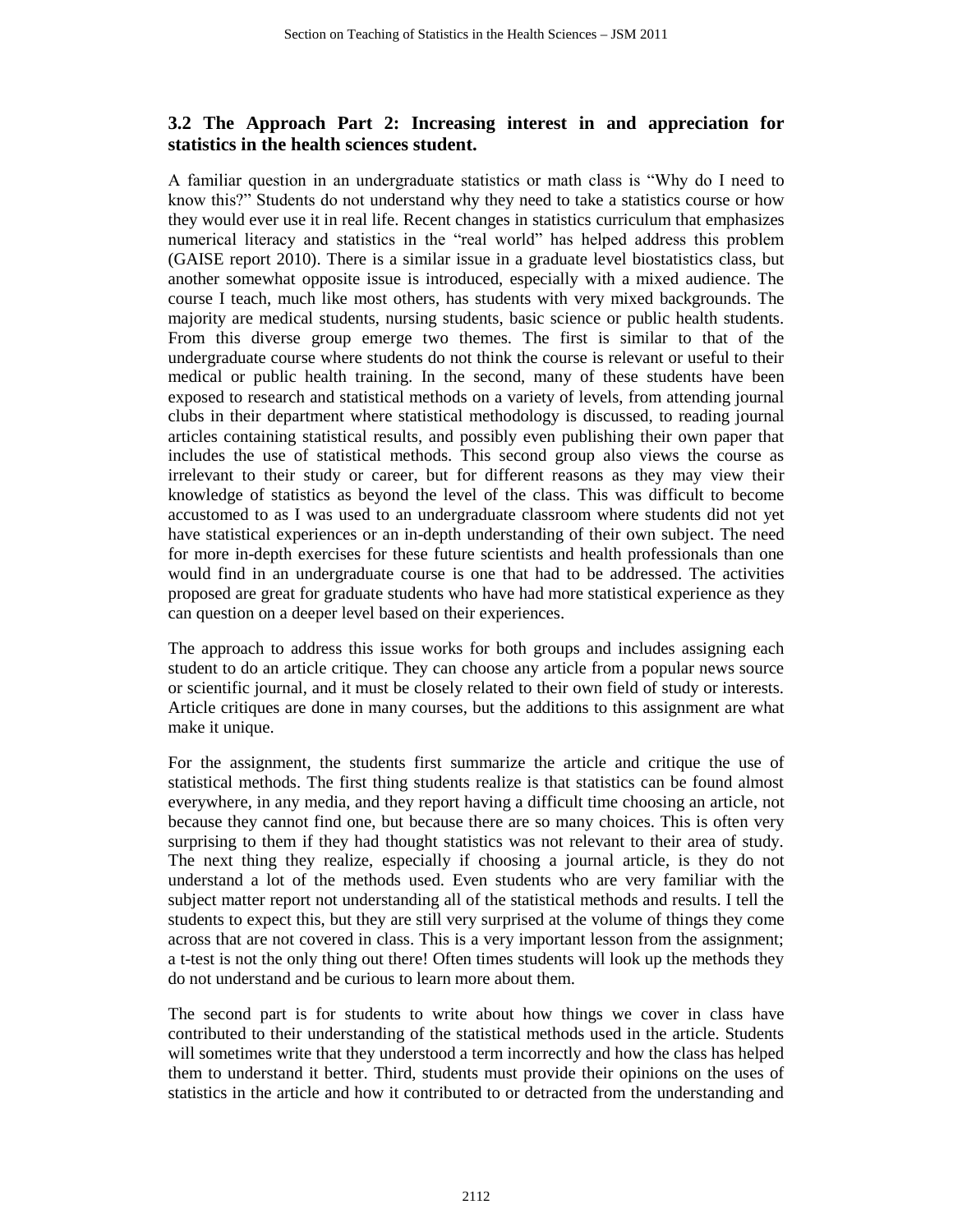### 3.2 The Approach Part 2: Increasing interest in and appreciation for statistics in the health sciences student.

A familiar question in an undergraduate statistics or math class is "Why do I need to know this?" Students do not understand why they need to take a statistics course or how they would ever use it in real life. Recent changes in statistics curriculum that emphasizes numerical literacy and statistics in the "real world" has helped address this problem (GAISE report 2010). There is a similar issue in a graduate level biostatistics class, but another somewhat opposite issue is introduced, especially with a mixed audience. The course I teach, much like most others, has students with very mixed backgrounds. The majority are medical students, nursing students, basic science or public health students. From this diverse group emerge two themes. The first is similar to that of the undergraduate course where students do not think the course is relevant or useful to their medical or public health training. In the second, many of these students have been exposed to research and statistical methods on a variety of levels, from attending journal clubs in their department where statistical methodology is discussed, to reading journal articles containing statistical results, and possibly even publishing their own paper that includes the use of statistical methods. This second group also views the course as irrelevant to their study or career, but for different reasons as they may view their knowledge of statistics as beyond the level of the class. This was difficult to become accustomed to as I was used to an undergraduate classroom where students did not yet have statistical experiences or an in-depth understanding of their own subject. The need for more in-depth exercises for these future scientists and health professionals than one would find in an undergraduate course is one that had to be addressed. The activities proposed are great for graduate students who have had more statistical experience as they can question on a deeper level based on their experiences.

The approach to address this issue works for both groups and includes assigning each student to do an article critique. They can choose any article from a popular news source or scientific journal, and it must be closely related to their own field of study or interests. Article critiques are done in many courses, but the additions to this assignment are what make it unique.

For the assignment, the students first summarize the article and critique the use of statistical methods. The first thing students realize is that statistics can be found almost everywhere, in any media, and they report having a difficult time choosing an article, not because they cannot find one, but because there are so many choices. This is often very surprising to them if they had thought statistics was not relevant to their area of study. The next thing they realize, especially if choosing a journal article, is they do not understand a lot of the methods used. Even students who are very familiar with the subject matter report not understanding all of the statistical methods and results. I tell the students to expect this, but they are still very surprised at the volume of things they come across that are not covered in class. This is a very important lesson from the assignment; a t-test is not the only thing out there! Often times students will look up the methods they do not understand and be curious to learn more about them.

The second part is for students to write about how things we cover in class have contributed to their understanding of the statistical methods used in the article. Students will sometimes write that they understood a term incorrectly and how the class has helped them to understand it better. Third, students must provide their opinions on the uses of statistics in the article and how it contributed to or detracted from the understanding and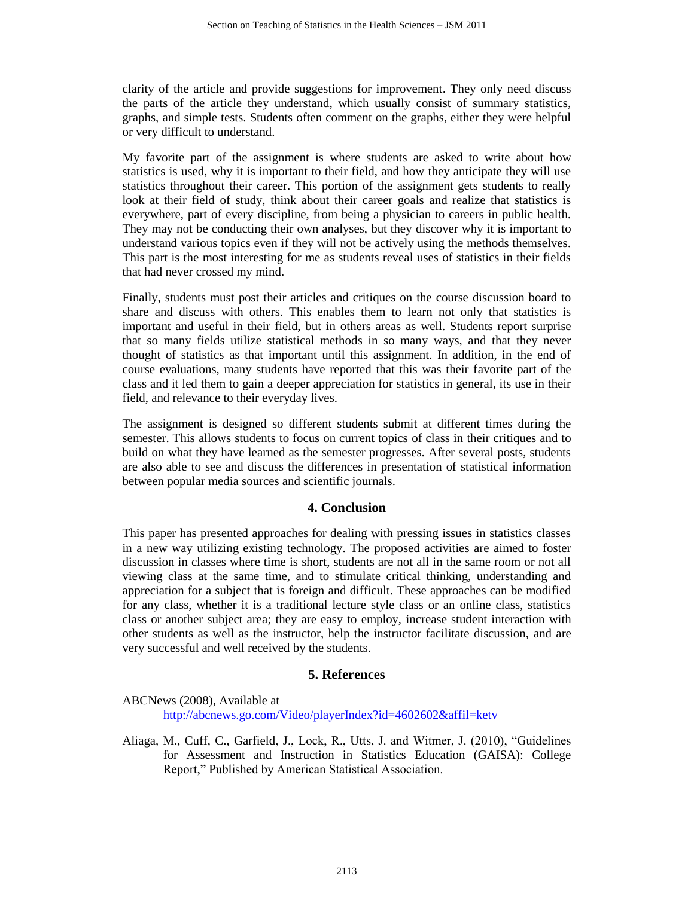clarity of the article and provide suggestions for improvement. They only need discuss the parts of the article they understand, which usually consist of summary statistics, graphs, and simple tests. Students often comment on the graphs, either they were helpful or very difficult to understand.

My favorite part of the assignment is where students are asked to write about how statistics is used, why it is important to their field, and how they anticipate they will use statistics throughout their career. This portion of the assignment gets students to really look at their field of study, think about their career goals and realize that statistics is everywhere, part of every discipline, from being a physician to careers in public health. They may not be conducting their own analyses, but they discover why it is important to understand various topics even if they will not be actively using the methods themselves. This part is the most interesting for me as students reveal uses of statistics in their fields that had never crossed my mind.

Finally, students must post their articles and critiques on the course discussion board to share and discuss with others. This enables them to learn not only that statistics is important and useful in their field, but in others areas as well. Students report surprise that so many fields utilize statistical methods in so many ways, and that they never thought of statistics as that important until this assignment. In addition, in the end of course evaluations, many students have reported that this was their favorite part of the class and it led them to gain a deeper appreciation for statistics in general, its use in their field, and relevance to their everyday lives.

The assignment is designed so different students submit at different times during the semester. This allows students to focus on current topics of class in their critiques and to build on what they have learned as the semester progresses. After several posts, students are also able to see and discuss the differences in presentation of statistical information between popular media sources and scientific journals.

## 4. Conclusion

This paper has presented approaches for dealing with pressing issues in statistics classes in a new way utilizing existing technology. The proposed activities are aimed to foster discussion in classes where time is short, students are not all in the same room or not all viewing class at the same time, and to stimulate critical thinking, understanding and appreciation for a subject that is foreign and difficult. These approaches can be modified for any class, whether it is a traditional lecture style class or an online class, statistics class or another subject area; they are easy to employ, increase student interaction with other students as well as the instructor, help the instructor facilitate discussion, and are very successful and well received by the students.

## 5. References

ABCNews (2008), Available at http://abcnews.go.com/Video/playerIndex?id=4602602&affil=ketv

Aliaga, M., Cuff, C., Garfield, J., Lock, R., Utts, J. and Witmer, J. (2010), "Guidelines for Assessment and Instruction in Statistics Education (GAISA): College Report," Published by American Statistical Association.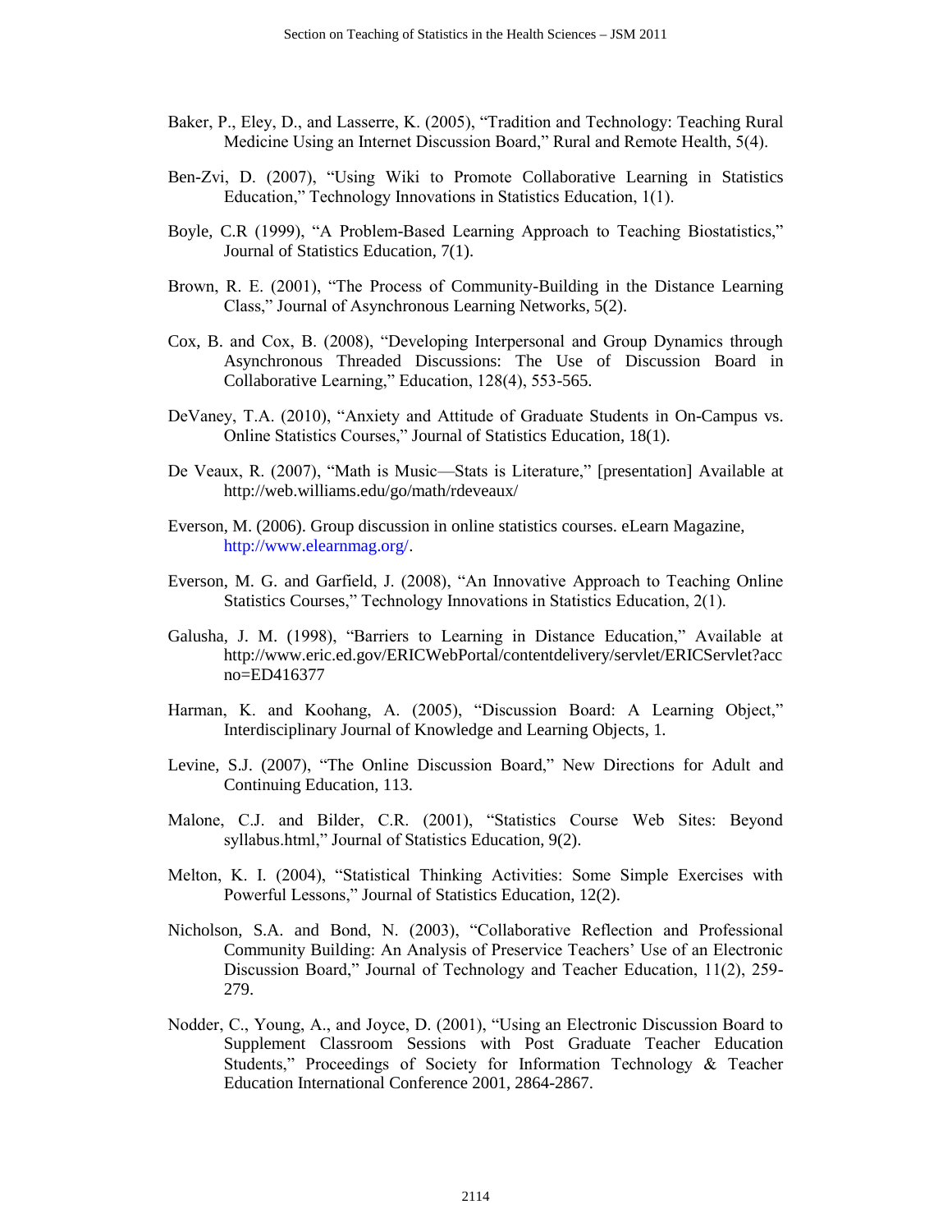Baker, P., Eley, D., and Lasserre, K. (2005), "Tradition and Technology: Teaching Rural Medicine Using an Internet Discussion Board," Rural and Remote Health, 5(4).

Ben-Zvi, D. (2007), "Using Wiki to Promote Collaborative Learning in Statistics Education," Technology Innovations in Statistics Education, 1(1).

Boyle, C.R (1999), "A Problem-Based Learning Approach to Teaching Biostatistics," Journal of Statistics Education, 7(1).

Brown, R. E. (2001), "The Process of Community-Building in the Distance Learning Class," Journal of Asynchronous Learning Networks, 5(2).

Cox, B. and Cox, B. (2008), "Developing Interpersonal and Group Dynamics through Asynchronous Threaded Discussions: The Use of Discussion Board in Collaborative Learning," Education, 128(4), 553-565.

DeVaney, T.A. (2010), "Anxiety and Attitude of Graduate Students in On-Campus vs. Online Statistics Courses," Journal of Statistics Education, 18(1).

De Veaux, R. (2007), "Math is Music—Stats is Literature," [presentation] Available at http://web.williams.edu/go/math/rdeveaux/

Everson, M. (2006). Group discussion in online statistics courses. eLearn Magazine, http://www.elearnmag.org/.

Everson, M. G. and Garfield, J. (2008), "An Innovative Approach to Teaching Online Statistics Courses," Technology Innovations in Statistics Education, 2(1).

Galusha, J. M. (1998), "Barriers to Learning in Distance Education," Available at http://www.eric.ed.gov/ERICWebPortal/contentdelivery/servlet/ERICServlet?accno=ED416377

Harman, K. and Koohang, A. (2005), "Discussion Board: A Learning Object," Interdisciplinary Journal of Knowledge and Learning Objects, 1.

Levine, S.J. (2007), "The Online Discussion Board," New Directions for Adult and Continuing Education, 113.

Malone, C.J. and Bilder, C.R. (2001), "Statistics Course Web Sites: Beyond syllabus.html," Journal of Statistics Education, 9(2).

Melton, K. I. (2004), "Statistical Thinking Activities: Some Simple Exercises with Powerful Lessons," Journal of Statistics Education, 12(2).

Nicholson, S.A. and Bond, N. (2003), "Collaborative Reflection and Professional Community Building: An Analysis of Preservice Teachers' Use of an Electronic Discussion Board," Journal of Technology and Teacher Education, 11(2), 259-279.

Nodder, C., Young, A., and Joyce, D. (2001), "Using an Electronic Discussion Board to Supplement Classroom Sessions with Post Graduate Teacher Education Students," Proceedings of Society for Information Technology & Teacher Education International Conference 2001, 2864-2867.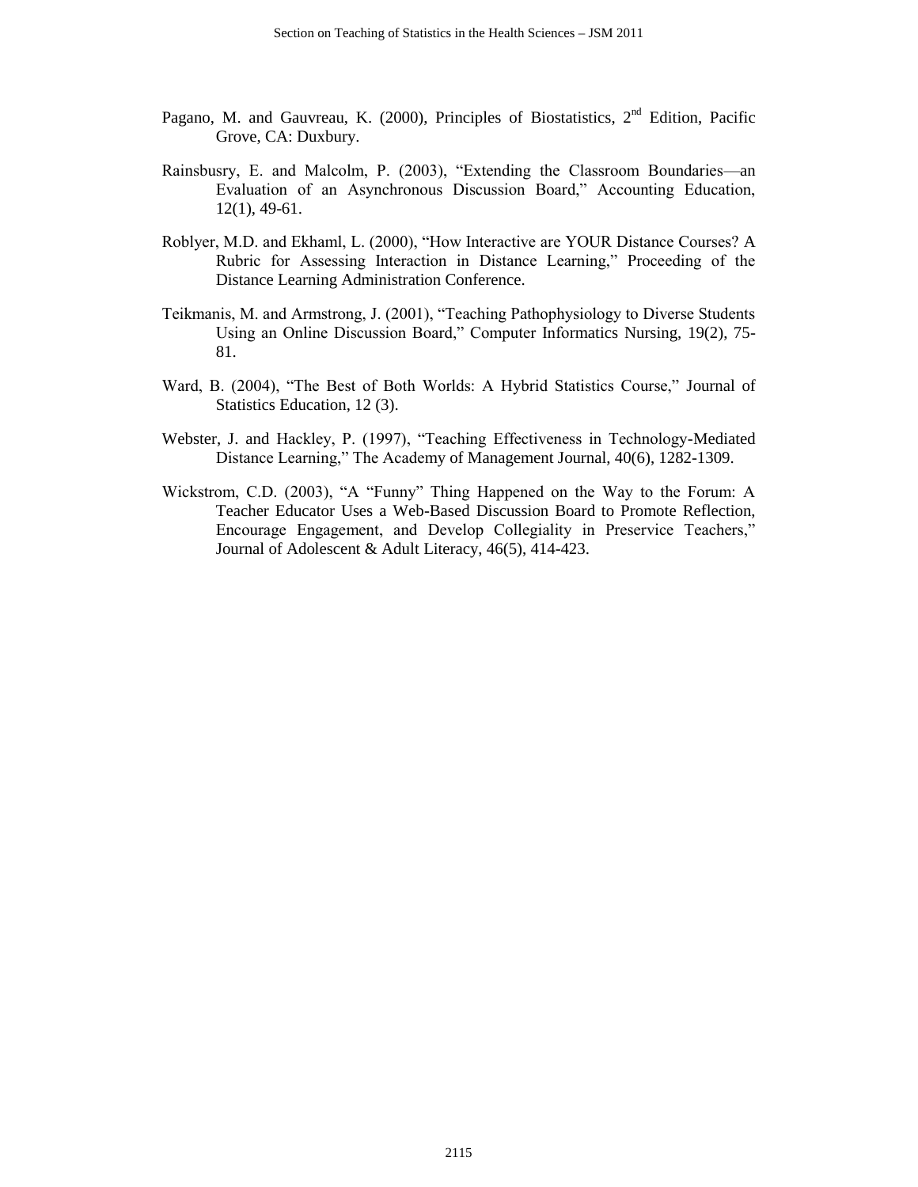Pagano, M. and Gauvreau, K. (2000), Principles of Biostatistics, 2$^{nd}$ Edition, Pacific Grove, CA: Duxbury.

Rainsbusry, E. and Malcolm, P. (2003), "Extending the Classroom Boundaries—an Evaluation of an Asynchronous Discussion Board," Accounting Education, 12(1), 49-61.

Roblyer, M.D. and Ekhaml, L. (2000), "How Interactive are YOUR Distance Courses? A Rubric for Assessing Interaction in Distance Learning," Proceeding of the Distance Learning Administration Conference.

Teikmanis, M. and Armstrong, J. (2001), "Teaching Pathophysiology to Diverse Students Using an Online Discussion Board," Computer Informatics Nursing, 19(2), 75-81.

Ward, B. (2004), "The Best of Both Worlds: A Hybrid Statistics Course," Journal of Statistics Education, 12 (3).

Webster, J. and Hackley, P. (1997), "Teaching Effectiveness in Technology-Mediated Distance Learning," The Academy of Management Journal, 40(6), 1282-1309.

Wickstrom, C.D. (2003), "A "Funny" Thing Happened on the Way to the Forum: A Teacher Educator Uses a Web-Based Discussion Board to Promote Reflection, Encourage Engagement, and Develop Collegiality in Preservice Teachers," Journal of Adolescent & Adult Literacy, 46(5), 414-423.